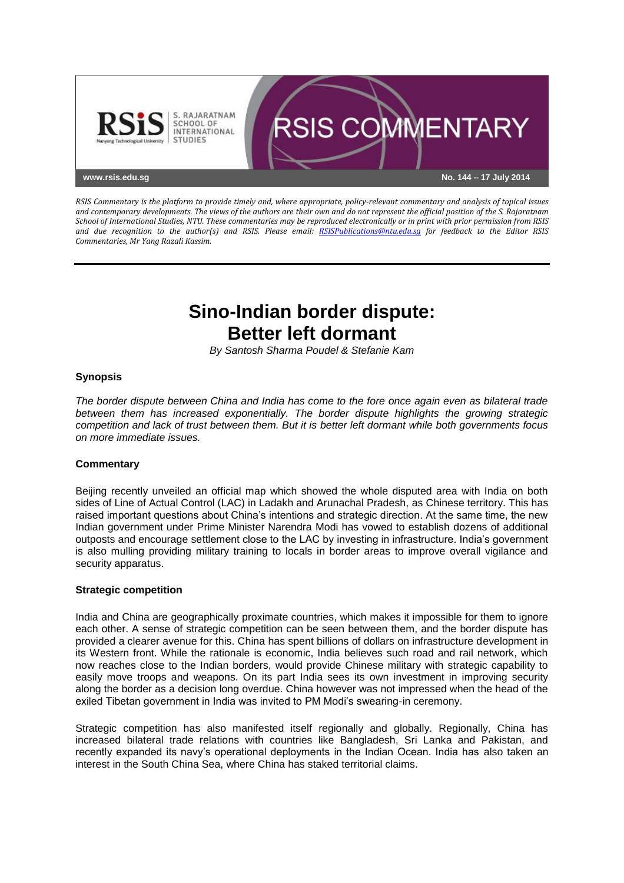RSIS Commentary is the platform to provide timely and, where appropriate, policy-relevant commentary and analysis of topical issues and contemporary developments. The views of the authors are their own and do not represent the official position of the S. Rajaratnam School of International Studies, NTU. These commentaries may be reproduced electronically or in print with prior permission from RSIS and due recognition to the author(s) and RSIS. Please email: RSISPublications@ntu.edu.sg for feedback to the Editor RSIS Commentaries, Mr Yang Razali Kassim.

No. 144 – 17 July 2014

# Sino-Indian border dispute: Better left dormant

*By Santosh Sharma Poudel & Stefanie Kam*

### Synopsis

*The border dispute between China and India has come to the fore once again even as bilateral trade between them has increased exponentially. The border dispute highlights the growing strategic competition and lack of trust between them. But it is better left dormant while both governments focus on more immediate issues.*

### Commentary

Beijing recently unveiled an official map which showed the whole disputed area with India on both sides of Line of Actual Control (LAC) in Ladakh and Arunachal Pradesh, as Chinese territory. This has raised important questions about China's intentions and strategic direction. At the same time, the new Indian government under Prime Minister Narendra Modi has vowed to establish dozens of additional outposts and encourage settlement close to the LAC by investing in infrastructure. India's government is also mulling providing military training to locals in border areas to improve overall vigilance and security apparatus.

### Strategic competition

India and China are geographically proximate countries, which makes it impossible for them to ignore each other. A sense of strategic competition can be seen between them, and the border dispute has provided a clearer avenue for this. China has spent billions of dollars on infrastructure development in its Western front. While the rationale is economic, India believes such road and rail network, which now reaches close to the Indian borders, would provide Chinese military with strategic capability to easily move troops and weapons. On its part India sees its own investment in improving security along the border as a decision long overdue. China however was not impressed when the head of the exiled Tibetan government in India was invited to PM Modi's swearing-in ceremony.

Strategic competition has also manifested itself regionally and globally. Regionally, China has increased bilateral trade relations with countries like Bangladesh, Sri Lanka and Pakistan, and recently expanded its navy's operational deployments in the Indian Ocean. India has also taken an interest in the South China Sea, where China has staked territorial claims.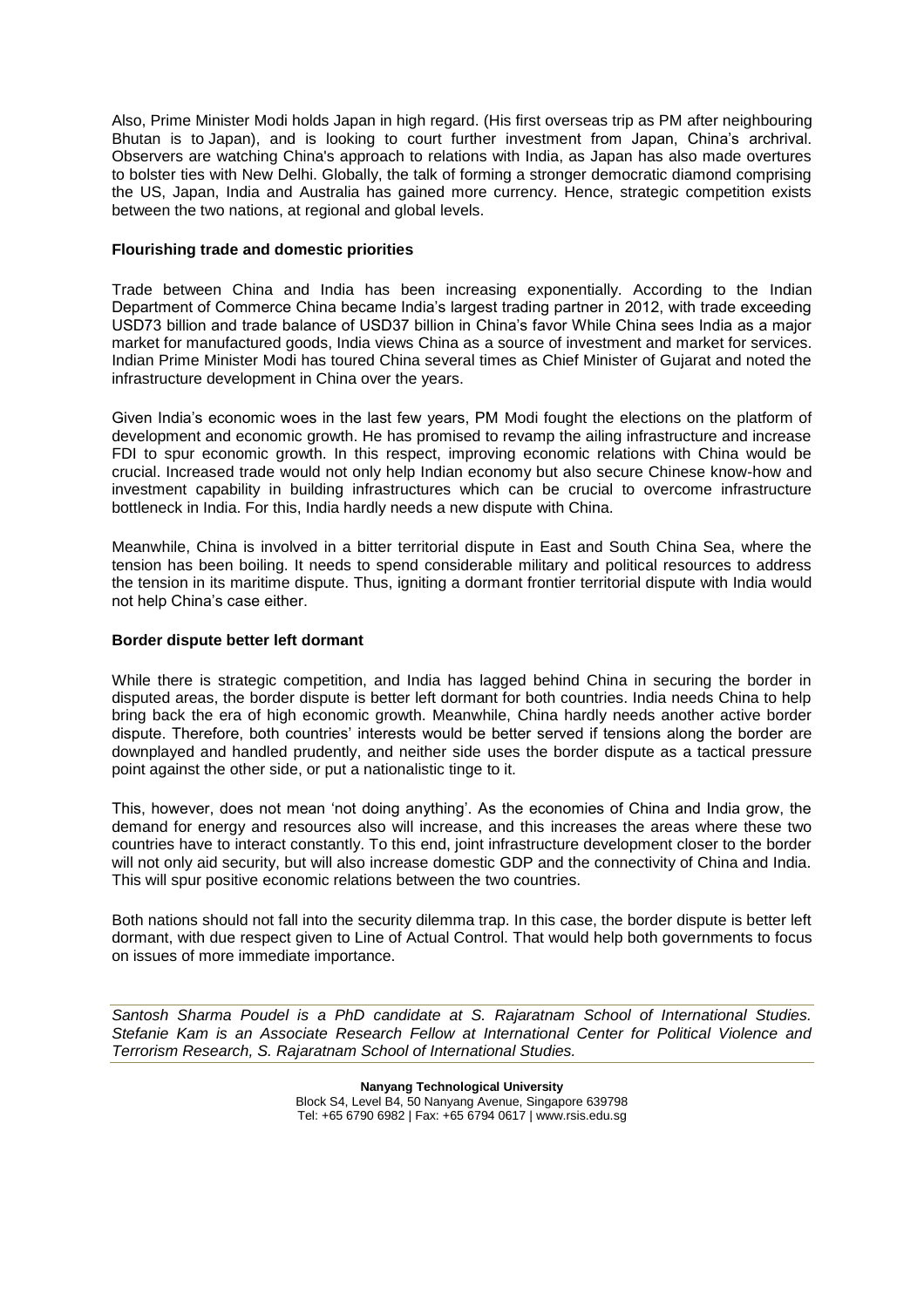Also, Prime Minister Modi holds Japan in high regard. (His first overseas trip as PM after neighbouring Bhutan is to Japan), and is looking to court further investment from Japan, China's archrival. Observers are watching China's approach to relations with India, as Japan has also made overtures to bolster ties with New Delhi. Globally, the talk of forming a stronger democratic diamond comprising the US, Japan, India and Australia has gained more currency. Hence, strategic competition exists between the two nations, at regional and global levels.

**Flourishing trade and domestic priorities**

Trade between China and India has been increasing exponentially. According to the Indian Department of Commerce China became India's largest trading partner in 2012, with trade exceeding USD73 billion and trade balance of USD37 billion in China's favor While China sees India as a major market for manufactured goods, India views China as a source of investment and market for services. Indian Prime Minister Modi has toured China several times as Chief Minister of Gujarat and noted the infrastructure development in China over the years.

Given India's economic woes in the last few years, PM Modi fought the elections on the platform of development and economic growth. He has promised to revamp the ailing infrastructure and increase FDI to spur economic growth. In this respect, improving economic relations with China would be crucial. Increased trade would not only help Indian economy but also secure Chinese know-how and investment capability in building infrastructures which can be crucial to overcome infrastructure bottleneck in India. For this, India hardly needs a new dispute with China.

Meanwhile, China is involved in a bitter territorial dispute in East and South China Sea, where the tension has been boiling. It needs to spend considerable military and political resources to address the tension in its maritime dispute. Thus, igniting a dormant frontier territorial dispute with India would not help China's case either.

**Border dispute better left dormant**

While there is strategic competition, and India has lagged behind China in securing the border in disputed areas, the border dispute is better left dormant for both countries. India needs China to help bring back the era of high economic growth. Meanwhile, China hardly needs another active border dispute. Therefore, both countries' interests would be better served if tensions along the border are downplayed and handled prudently, and neither side uses the border dispute as a tactical pressure point against the other side, or put a nationalistic tinge to it.

This, however, does not mean 'not doing anything'. As the economies of China and India grow, the demand for energy and resources also will increase, and this increases the areas where these two countries have to interact constantly. To this end, joint infrastructure development closer to the border will not only aid security, but will also increase domestic GDP and the connectivity of China and India. This will spur positive economic relations between the two countries.

Both nations should not fall into the security dilemma trap. In this case, the border dispute is better left dormant, with due respect given to Line of Actual Control. That would help both governments to focus on issues of more immediate importance.

*Santosh Sharma Poudel is a PhD candidate at S. Rajaratnam School of International Studies. Stefanie Kam is an Associate Research Fellow at International Center for Political Violence and Terrorism Research, S. Rajaratnam School of International Studies.*

**Nanyang Technological University**
Block S4, Level B4, 50 Nanyang Avenue, Singapore 639798
Tel: +65 6790 6982 | Fax: +65 6794 0617 | www.rsis.edu.sg